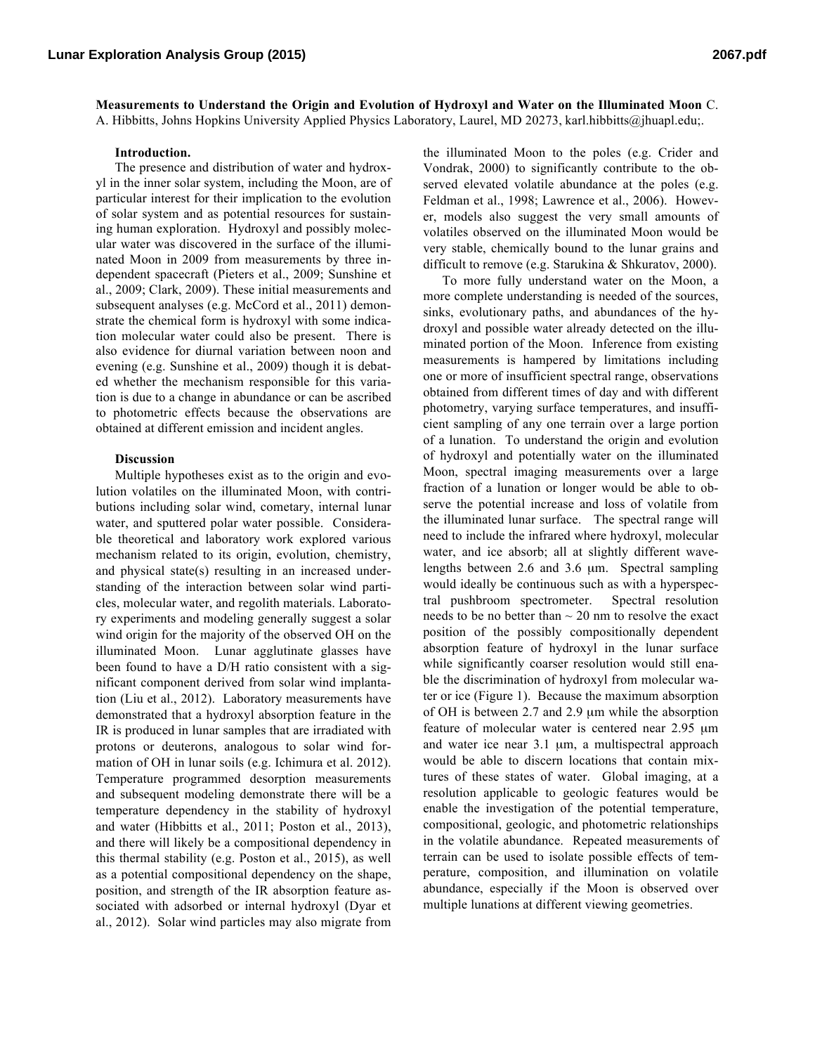**Measurements to Understand the Origin and Evolution of Hydroxyl and Water on the Illuminated Moon** C. A. Hibbitts, Johns Hopkins University Applied Physics Laboratory, Laurel, MD 20273, karl.hibbitts@jhuapl.edu;.

## Introduction.

The presence and distribution of water and hydroxyl in the inner solar system, including the Moon, are of particular interest for their implication to the evolution of solar system and as potential resources for sustaining human exploration. Hydroxyl and possibly molecular water was discovered in the surface of the illuminated Moon in 2009 from measurements by three independent spacecraft (Pieters et al., 2009; Sunshine et al., 2009; Clark, 2009). These initial measurements and subsequent analyses (e.g. McCord et al., 2011) demonstrate the chemical form is hydroxyl with some indication molecular water could also be present. There is also evidence for diurnal variation between noon and evening (e.g. Sunshine et al., 2009) though it is debated whether the mechanism responsible for this variation is due to a change in abundance or can be ascribed to photometric effects because the observations are obtained at different emission and incident angles.

## Discussion

Multiple hypotheses exist as to the origin and evolution volatiles on the illuminated Moon, with contributions including solar wind, cometary, internal lunar water, and sputtered polar water possible. Considerable theoretical and laboratory work explored various mechanism related to its origin, evolution, chemistry, and physical state(s) resulting in an increased understanding of the interaction between solar wind particles, molecular water, and regolith materials. Laboratory experiments and modeling generally suggest a solar wind origin for the majority of the observed OH on the illuminated Moon. Lunar agglutinate glasses have been found to have a D/H ratio consistent with a significant component derived from solar wind implantation (Liu et al., 2012). Laboratory measurements have demonstrated that a hydroxyl absorption feature in the IR is produced in lunar samples that are irradiated with protons or deuterons, analogous to solar wind formation of OH in lunar soils (e.g. Ichimura et al. 2012). Temperature programmed desorption measurements and subsequent modeling demonstrate there will be a temperature dependency in the stability of hydroxyl and water (Hibbitts et al., 2011; Poston et al., 2013), and there will likely be a compositional dependency in this thermal stability (e.g. Poston et al., 2015), as well as a potential compositional dependency on the shape, position, and strength of the IR absorption feature associated with adsorbed or internal hydroxyl (Dyar et al., 2012). Solar wind particles may also migrate from the illuminated Moon to the poles (e.g. Crider and Vondrak, 2000) to significantly contribute to the observed elevated volatile abundance at the poles (e.g. Feldman et al., 1998; Lawrence et al., 2006). However, models also suggest the very small amounts of volatiles observed on the illuminated Moon would be very stable, chemically bound to the lunar grains and difficult to remove (e.g. Starukina & Shkuratov, 2000).

To more fully understand water on the Moon, a more complete understanding is needed of the sources, sinks, evolutionary paths, and abundances of the hydroxyl and possible water already detected on the illuminated portion of the Moon. Inference from existing measurements is hampered by limitations including one or more of insufficient spectral range, observations obtained from different times of day and with different photometry, varying surface temperatures, and insufficient sampling of any one terrain over a large portion of a lunation. To understand the origin and evolution of hydroxyl and potentially water on the illuminated Moon, spectral imaging measurements over a large fraction of a lunation or longer would be able to observe the potential increase and loss of volatile from the illuminated lunar surface. The spectral range will need to include the infrared where hydroxyl, molecular water, and ice absorb; all at slightly different wavelengths between 2.6 and 3.6 μm. Spectral sampling would ideally be continuous such as with a hyperspectral pushbroom spectrometer. Spectral resolution needs to be no better than ~ 20 nm to resolve the exact position of the possibly compositionally dependent absorption feature of hydroxyl in the lunar surface while significantly coarser resolution would still enable the discrimination of hydroxyl from molecular water or ice (Figure 1). Because the maximum absorption of OH is between 2.7 and 2.9 μm while the absorption feature of molecular water is centered near 2.95 μm and water ice near 3.1 μm, a multispectral approach would be able to discern locations that contain mixtures of these states of water. Global imaging, at a resolution applicable to geologic features would be enable the investigation of the potential temperature, compositional, geologic, and photometric relationships in the volatile abundance. Repeated measurements of terrain can be used to isolate possible effects of temperature, composition, and illumination on volatile abundance, especially if the Moon is observed over multiple lunations at different viewing geometries.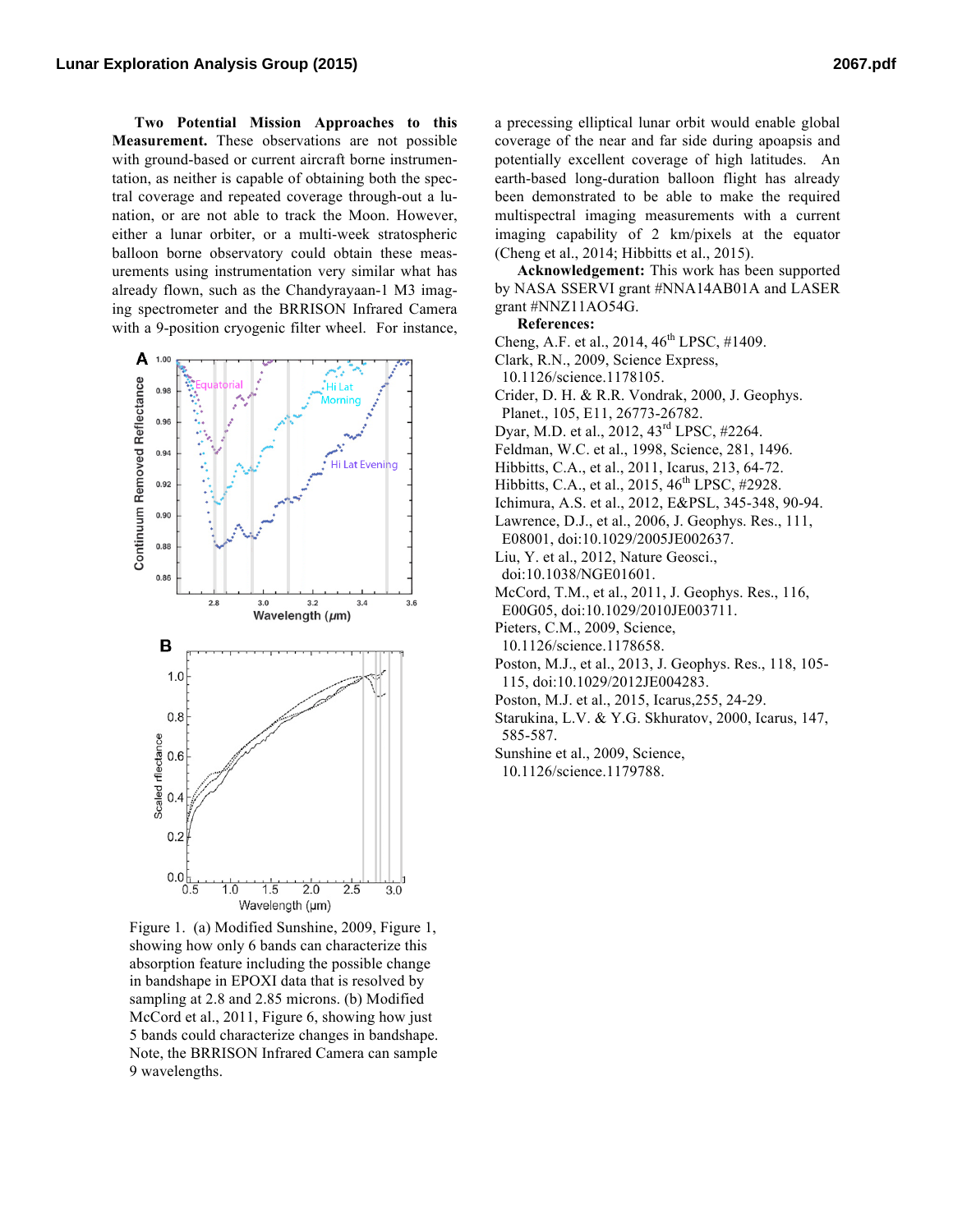**Two Potential Mission Approaches to this Measurement.** These observations are not possible with ground-based or current aircraft borne instrumentation, as neither is capable of obtaining both the spectral coverage and repeated coverage through-out a lunation, or are not able to track the Moon. However, either a lunar orbiter, or a multi-week stratospheric balloon borne observatory could obtain these measurements using instrumentation very similar what has already flown, such as the Chandyrayaan-1 M3 imaging spectrometer and the BRRISON Infrared Camera with a 9-position cryogenic filter wheel. For instance, a precessing elliptical lunar orbit would enable global coverage of the near and far side during apoapsis and potentially excellent coverage of high latitudes. An earth-based long-duration balloon flight has already been demonstrated to be able to make the required multispectral imaging measurements with a current imaging capability of 2 km/pixels at the equator (Cheng et al., 2014; Hibbitts et al., 2015).

A

Continuum Removed Reflectance

1.00
0.98
0.96
0.94
0.92
0.90
0.88
0.86

Equatorial

Hi Lat Morning

Hi Lat Evening

2.8
3.0
3.2
3.4
3.6

Wavelength (μm)

B

Scaled rflectance

1.0
0.8
0.6
0.4
0.2
0.0

0.5
1.0
1.5
2.0
2.5
3.0

Wavelength (μm)

Figure 1. (a) Modified Sunshine, 2009, Figure 1, showing how only 6 bands can characterize this absorption feature including the possible change in bandshape in EPOXI data that is resolved by sampling at 2.8 and 2.85 microns. (b) Modified McCord et al., 2011, Figure 6, showing how just 5 bands could characterize changes in bandshape. Note, the BRRISON Infrared Camera can sample 9 wavelengths.

**Acknowledgement:** This work has been supported by NASA SSERVI grant #NNA14AB01A and LASER grant #NNZ11AO54G.

**References:**

Cheng, A.F. et al., 2014, 46th LPSC, #1409.
Clark, R.N., 2009, Science Express, 10.1126/science.1178105.
Crider, D. H. & R.R. Vondrak, 2000, J. Geophys. Planet., 105, E11, 26773-26782.
Dyar, M.D. et al., 2012, 43rd LPSC, #2264.
Feldman, W.C. et al., 1998, Science, 281, 1496.
Hibbitts, C.A., et al., 2011, Icarus, 213, 64-72.
Hibbitts, C.A., et al., 2015, 46th LPSC, #2928.
Ichimura, A.S. et al., 2012, E&PSL, 345-348, 90-94.
Lawrence, D.J., et al., 2006, J. Geophys. Res., 111, E08001, doi:10.1029/2005JE002637.
Liu, Y. et al., 2012, Nature Geosci., doi:10.1038/NGE01601.
McCord, T.M., et al., 2011, J. Geophys. Res., 116, E00G05, doi:10.1029/2010JE003711.
Pieters, C.M., 2009, Science, 10.1126/science.1178658.
Poston, M.J., et al., 2013, J. Geophys. Res., 118, 105-115, doi:10.1029/2012JE004283.
Poston, M.J. et al., 2015, Icarus,255, 24-29.
Starukina, L.V. & Y.G. Skhuratov, 2000, Icarus, 147, 585-587.
Sunshine et al., 2009, Science, 10.1126/science.1179788.